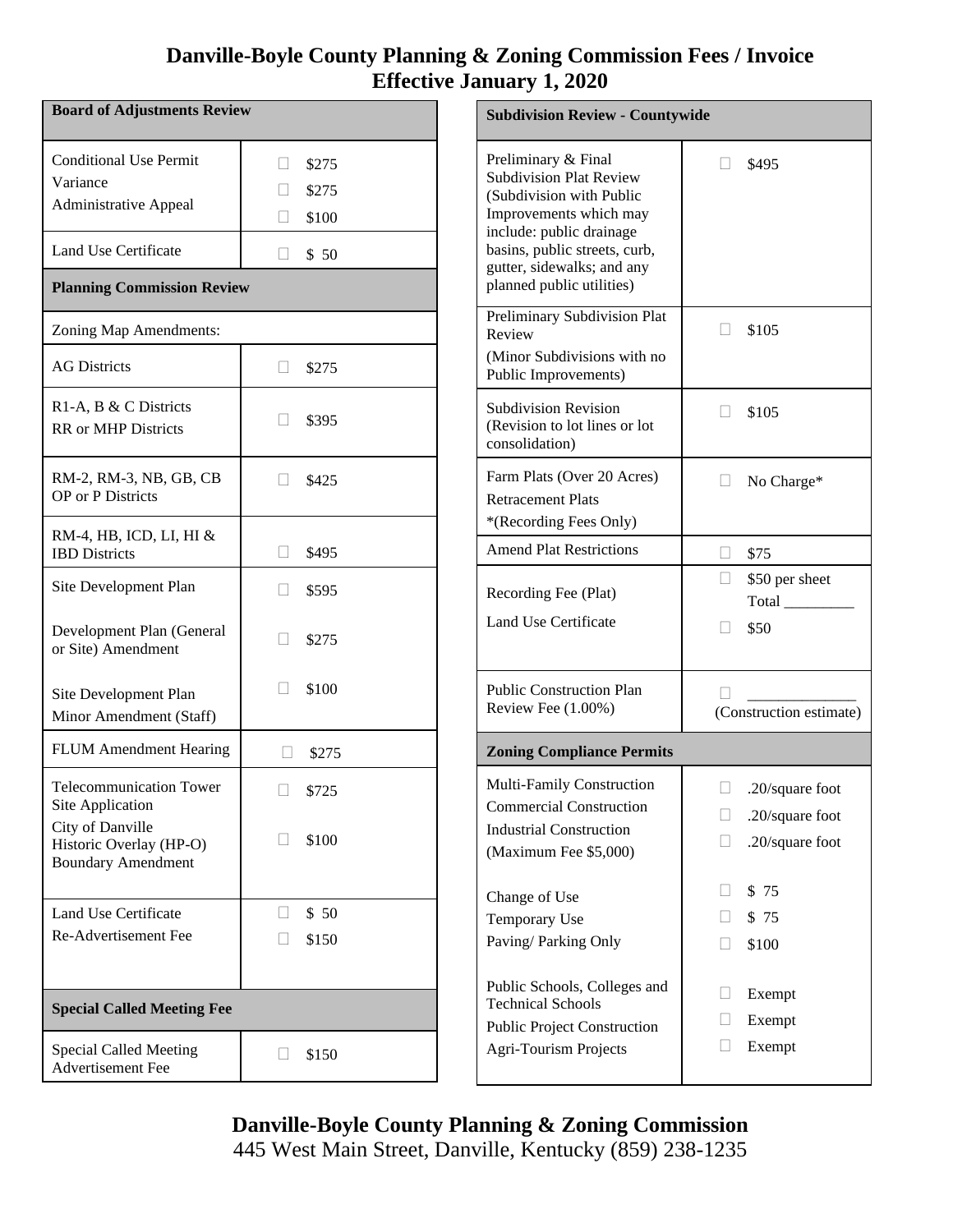# Danville-Boyle County Planning & Zoning Commission Fees / Invoice
## Effective January 1, 2020

| **Board of Adjustments Review** | |
|---|---|
| Conditional Use Permit<br>Variance<br>Administrative Appeal | ☐ $275<br>☐ $275<br>☐ $100 |
| Land Use Certificate | ☐ $ 50 |
| **Planning Commission Review** | |
| Zoning Map Amendments: | |
| AG Districts | ☐ $275 |
| R1-A, B & C Districts<br>RR or MHP Districts | ☐ $395 |
| RM-2, RM-3, NB, GB, CB OP or P Districts | ☐ $425 |
| RM-4, HB, ICD, LI, HI & IBD Districts | ☐ $495 |
| Site Development Plan | ☐ $595 |
| Development Plan (General or Site) Amendment | ☐ $275 |
| Site Development Plan Minor Amendment (Staff) | ☐ $100 |
| FLUM Amendment Hearing | ☐ $275 |
| Telecommunication Tower Site Application | ☐ $725 |
| City of Danville Historic Overlay (HP-O) Boundary Amendment | ☐ $100 |
| Land Use Certificate<br>Re-Advertisement Fee | ☐ $ 50<br>☐ $150 |
| **Special Called Meeting Fee** | |
| Special Called Meeting Advertisement Fee | ☐ $150 |

| **Subdivision Review - Countywide** | |
|---|---|
| Preliminary & Final Subdivision Plat Review (Subdivision with Public Improvements which may include: public drainage basins, public streets, curb, gutter, sidewalks; and any planned public utilities) | ☐ $495 |
| Preliminary Subdivision Plat Review<br>(Minor Subdivisions with no Public Improvements) | ☐ $105 |
| Subdivision Revision (Revision to lot lines or lot consolidation) | ☐ $105 |
| Farm Plats (Over 20 Acres)<br>Retracement Plats<br>*(Recording Fees Only) | ☐ No Charge* |
| Amend Plat Restrictions | ☐ $75 |
| Recording Fee (Plat)<br>Land Use Certificate | ☐ $50 per sheet Total _________<br>☐ $50 |
| Public Construction Plan Review Fee (1.00%) | ☐ _____________ (Construction estimate) |
| **Zoning Compliance Permits** | |
| Multi-Family Construction<br>Commercial Construction<br>Industrial Construction<br>(Maximum Fee $5,000) | ☐ .20/square foot<br>☐ .20/square foot<br>☐ .20/square foot |
| Change of Use<br>Temporary Use<br>Paving/ Parking Only | ☐ $ 75<br>☐ $ 75<br>☐ $100 |
| Public Schools, Colleges and Technical Schools<br>Public Project Construction<br>Agri-Tourism Projects | ☐ Exempt<br>☐ Exempt<br>☐ Exempt |

**Danville-Boyle County Planning & Zoning Commission**
445 West Main Street, Danville, Kentucky (859) 238-1235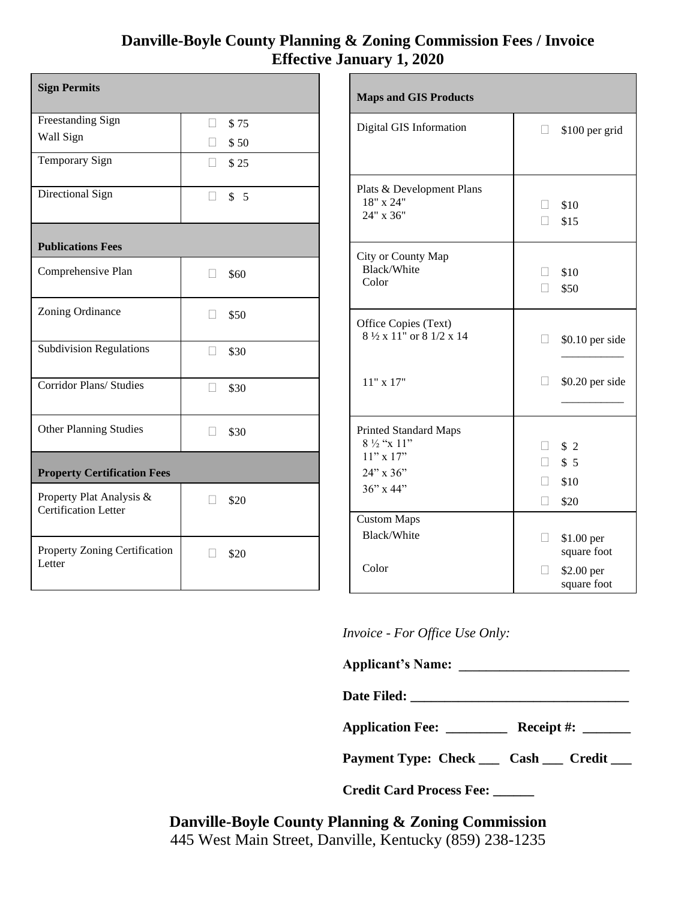# Danville-Boyle County Planning & Zoning Commission Fees / Invoice
## Effective January 1, 2020

| **Sign Permits** | |
|---|---|
| Freestanding Sign | ☐ $ 75 |
| Wall Sign | ☐ $ 50 |
| Temporary Sign | ☐ $ 25 |
| Directional Sign | ☐ $ 5 |
| **Publications Fees** | |
| Comprehensive Plan | ☐ $60 |
| Zoning Ordinance | ☐ $50 |
| Subdivision Regulations | ☐ $30 |
| Corridor Plans/ Studies | ☐ $30 |
| Other Planning Studies | ☐ $30 |
| **Property Certification Fees** | |
| Property Plat Analysis & Certification Letter | ☐ $20 |
| Property Zoning Certification Letter | ☐ $20 |

| **Maps and GIS Products** | |
|---|---|
| Digital GIS Information | ☐ $100 per grid |
| Plats & Development Plans | |
| 18" x 24" | ☐ $10 |
| 24" x 36" | ☐ $15 |
| City or County Map | |
| Black/White | ☐ $10 |
| Color | ☐ $50 |
| Office Copies (Text) | |
| 8 ½ x 11" or 8 1/2 x 14 | ☐ $0.10 per side ___________ |
| 11" x 17" | ☐ $0.20 per side ___________ |
| Printed Standard Maps | |
| 8 ½ "x 11" | ☐ $ 2 |
| 11" x 17" | ☐ $ 5 |
| 24" x 36" | ☐ $10 |
| 36" x 44" | ☐ $20 |
| Custom Maps | |
| Black/White | ☐ $1.00 per square foot |
| Color | ☐ $2.00 per square foot |

*Invoice - For Office Use Only:*

**Applicant's Name:** _________________________

**Date Filed:** ________________________________

**Application Fee:** _________ **Receipt #:** _______

**Payment Type: Check ___ Cash ___ Credit ___**

**Credit Card Process Fee:** ______

**Danville-Boyle County Planning & Zoning Commission**
445 West Main Street, Danville, Kentucky (859) 238-1235